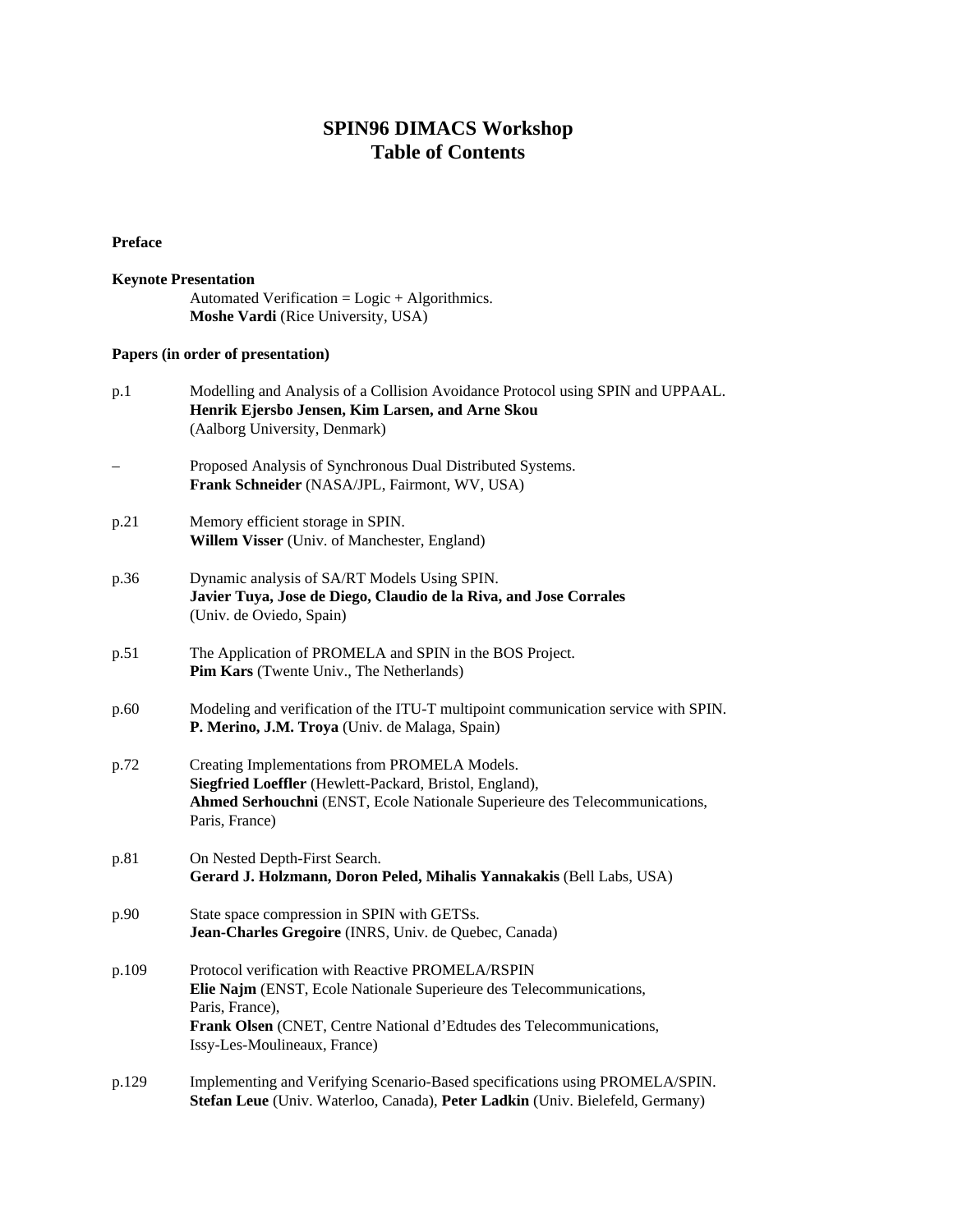# SPIN96 DIMACS Workshop
# Table of Contents

**Preface**

**Keynote Presentation**

Automated Verification = Logic + Algorithmics.
**Moshe Vardi** (Rice University, USA)

**Papers (in order of presentation)**

p.1 Modelling and Analysis of a Collision Avoidance Protocol using SPIN and UPPAAL.
**Henrik Ejersbo Jensen, Kim Larsen, and Arne Skou**
(Aalborg University, Denmark)

– Proposed Analysis of Synchronous Dual Distributed Systems.
**Frank Schneider** (NASA/JPL, Fairmont, WV, USA)

p.21 Memory efficient storage in SPIN.
**Willem Visser** (Univ. of Manchester, England)

p.36 Dynamic analysis of SA/RT Models Using SPIN.
**Javier Tuya, Jose de Diego, Claudio de la Riva, and Jose Corrales**
(Univ. de Oviedo, Spain)

p.51 The Application of PROMELA and SPIN in the BOS Project.
**Pim Kars** (Twente Univ., The Netherlands)

p.60 Modeling and verification of the ITU-T multipoint communication service with SPIN.
**P. Merino, J.M. Troya** (Univ. de Malaga, Spain)

p.72 Creating Implementations from PROMELA Models.
**Siegfried Loeffler** (Hewlett-Packard, Bristol, England),
**Ahmed Serhouchni** (ENST, Ecole Nationale Superieure des Telecommunications, Paris, France)

p.81 On Nested Depth-First Search.
**Gerard J. Holzmann, Doron Peled, Mihalis Yannakakis** (Bell Labs, USA)

p.90 State space compression in SPIN with GETSs.
**Jean-Charles Gregoire** (INRS, Univ. de Quebec, Canada)

p.109 Protocol verification with Reactive PROMELA/RSPIN
**Elie Najm** (ENST, Ecole Nationale Superieure des Telecommunications, Paris, France),
**Frank Olsen** (CNET, Centre National d'Edtudes des Telecommunications, Issy-Les-Moulineaux, France)

p.129 Implementing and Verifying Scenario-Based specifications using PROMELA/SPIN.
**Stefan Leue** (Univ. Waterloo, Canada), **Peter Ladkin** (Univ. Bielefeld, Germany)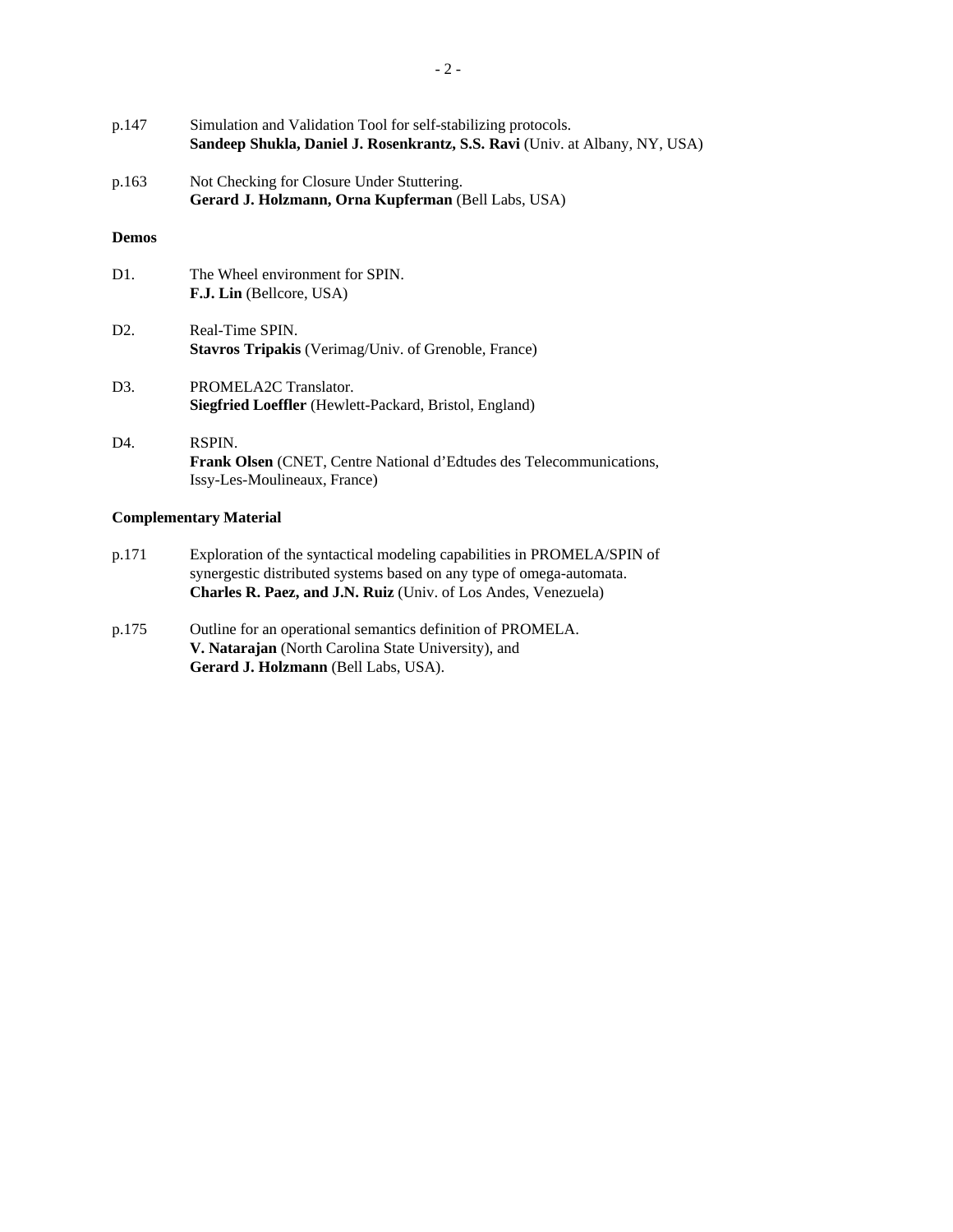p.147 Simulation and Validation Tool for self-stabilizing protocols.
**Sandeep Shukla, Daniel J. Rosenkrantz, S.S. Ravi** (Univ. at Albany, NY, USA)

p.163 Not Checking for Closure Under Stuttering.
**Gerard J. Holzmann, Orna Kupferman** (Bell Labs, USA)

**Demos**

D1. The Wheel environment for SPIN.
**F.J. Lin** (Bellcore, USA)

D2. Real-Time SPIN.
**Stavros Tripakis** (Verimag/Univ. of Grenoble, France)

D3. PROMELA2C Translator.
**Siegfried Loeffler** (Hewlett-Packard, Bristol, England)

D4. RSPIN.
**Frank Olsen** (CNET, Centre National d'Edtudes des Telecommunications, Issy-Les-Moulineaux, France)

**Complementary Material**

p.171 Exploration of the syntactical modeling capabilities in PROMELA/SPIN of synergestic distributed systems based on any type of omega-automata.
**Charles R. Paez, and J.N. Ruiz** (Univ. of Los Andes, Venezuela)

p.175 Outline for an operational semantics definition of PROMELA.
**V. Natarajan** (North Carolina State University), and
**Gerard J. Holzmann** (Bell Labs, USA).